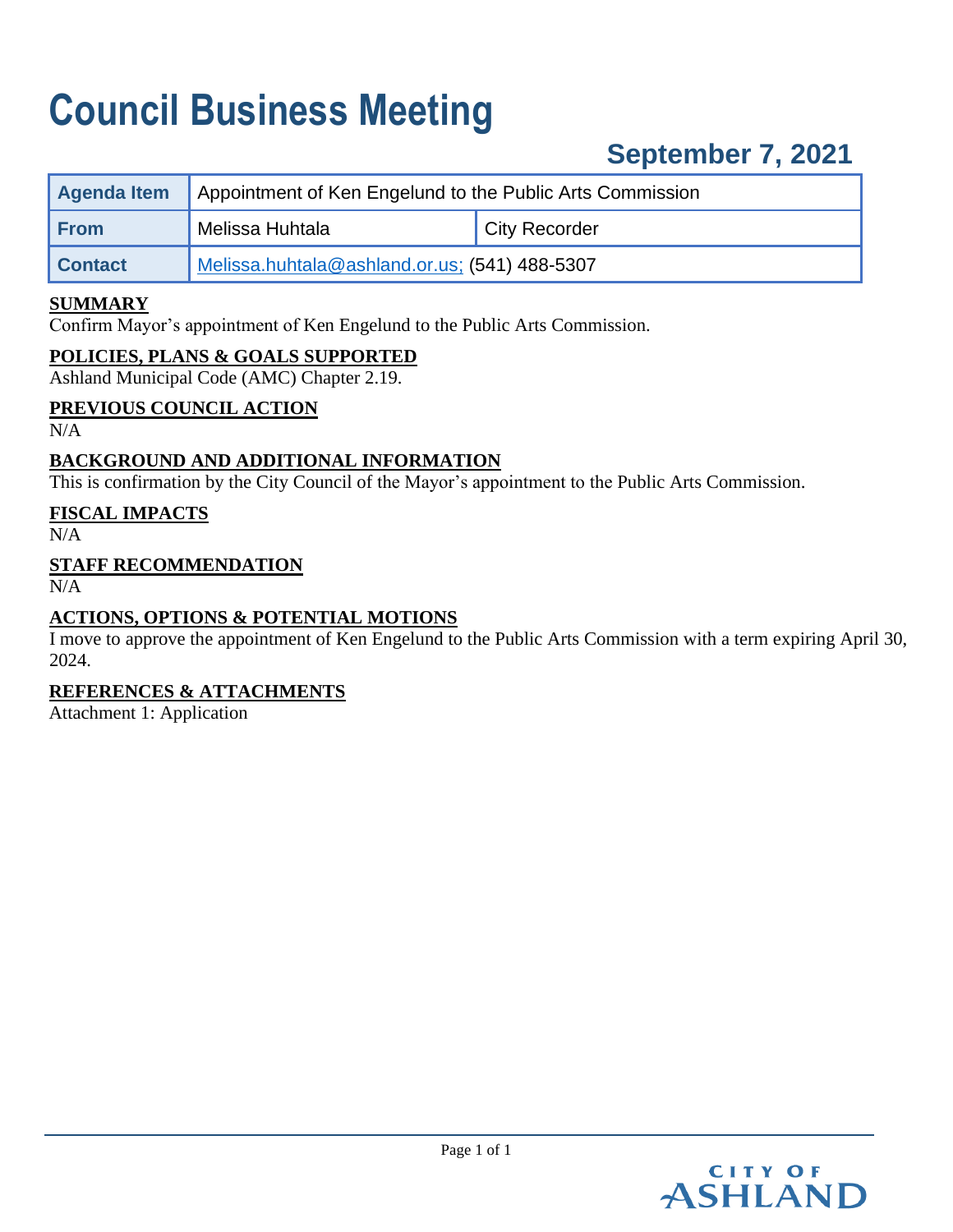# Council Business Meeting

## September 7, 2021

| | | |
|---|---|---|
| **Agenda Item** | Appointment of Ken Engelund to the Public Arts Commission | |
| **From** | Melissa Huhtala | City Recorder |
| **Contact** | Melissa.huhtala@ashland.or.us; (541) 488-5307 | |

**SUMMARY**
Confirm Mayor's appointment of Ken Engelund to the Public Arts Commission.

**POLICIES, PLANS & GOALS SUPPORTED**
Ashland Municipal Code (AMC) Chapter 2.19.

**PREVIOUS COUNCIL ACTION**
N/A

**BACKGROUND AND ADDITIONAL INFORMATION**
This is confirmation by the City Council of the Mayor's appointment to the Public Arts Commission.

**FISCAL IMPACTS**
N/A

**STAFF RECOMMENDATION**
N/A

**ACTIONS, OPTIONS & POTENTIAL MOTIONS**
I move to approve the appointment of Ken Engelund to the Public Arts Commission with a term expiring April 30, 2024.

**REFERENCES & ATTACHMENTS**
Attachment 1: Application

CITY OF ASHLAND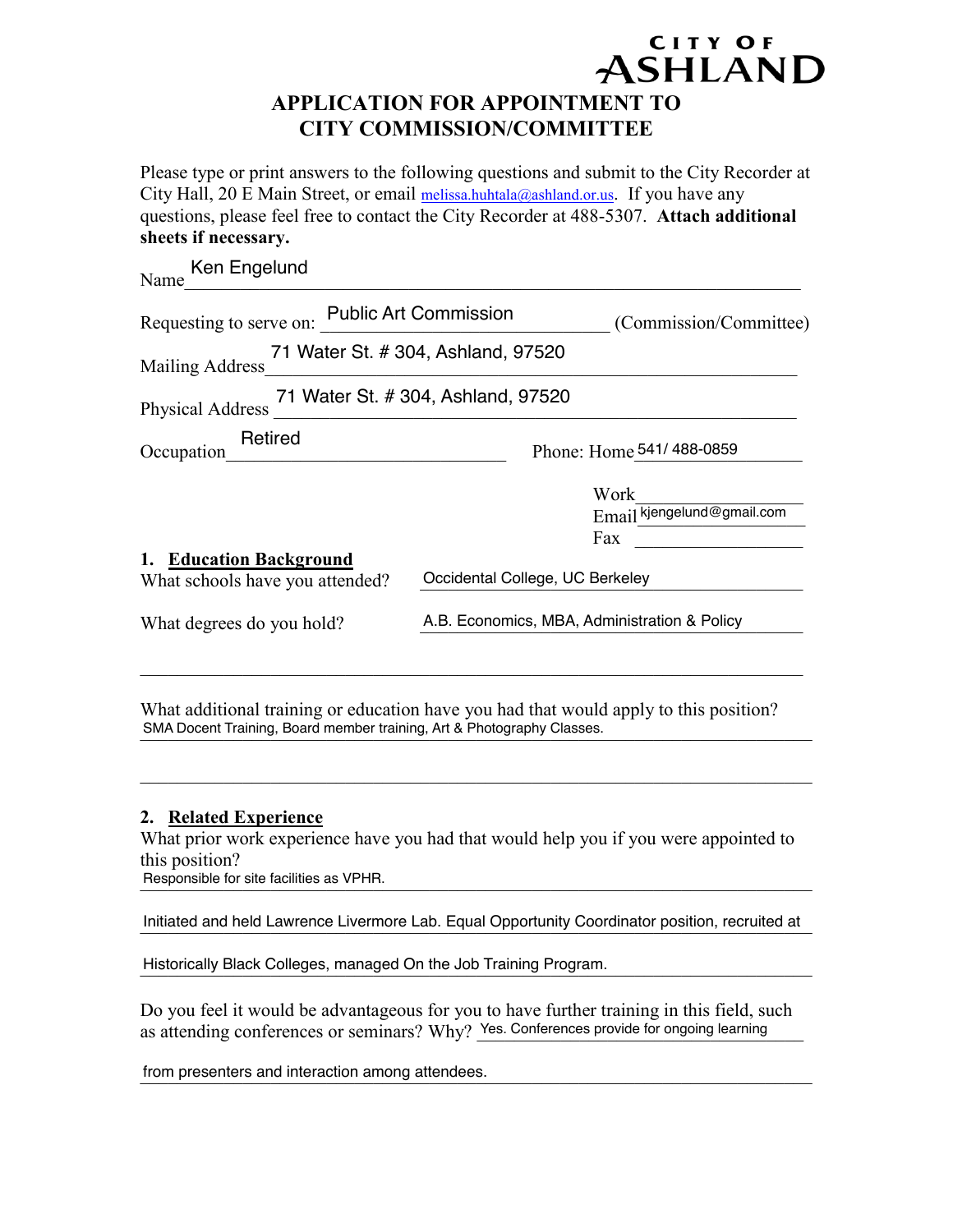CITY OF ASHLAND

# APPLICATION FOR APPOINTMENT TO CITY COMMISSION/COMMITTEE

Please type or print answers to the following questions and submit to the City Recorder at City Hall, 20 E Main Street, or email melissa.huhtala@ashland.or.us. If you have any questions, please feel free to contact the City Recorder at 488-5307. **Attach additional sheets if necessary.**

Name: Ken Engelund

Requesting to serve on: Public Art Commission (Commission/Committee)

Mailing Address: 71 Water St. # 304, Ashland, 97520

Physical Address: 71 Water St. # 304, Ashland, 97520

Occupation: Retired

Phone: Home 541/ 488-0859

Work

Email kjengelund@gmail.com

Fax

## 1. Education Background

What schools have you attended? Occidental College, UC Berkeley

What degrees do you hold? A.B. Economics, MBA, Administration & Policy

What additional training or education have you had that would apply to this position?

SMA Docent Training, Board member training, Art & Photography Classes.

## 2. Related Experience

What prior work experience have you had that would help you if you were appointed to this position?

Responsible for site facilities as VPHR.

Initiated and held Lawrence Livermore Lab. Equal Opportunity Coordinator position, recruited at Historically Black Colleges, managed On the Job Training Program.

Do you feel it would be advantageous for you to have further training in this field, such as attending conferences or seminars? Why? Yes. Conferences provide for ongoing learning from presenters and interaction among attendees.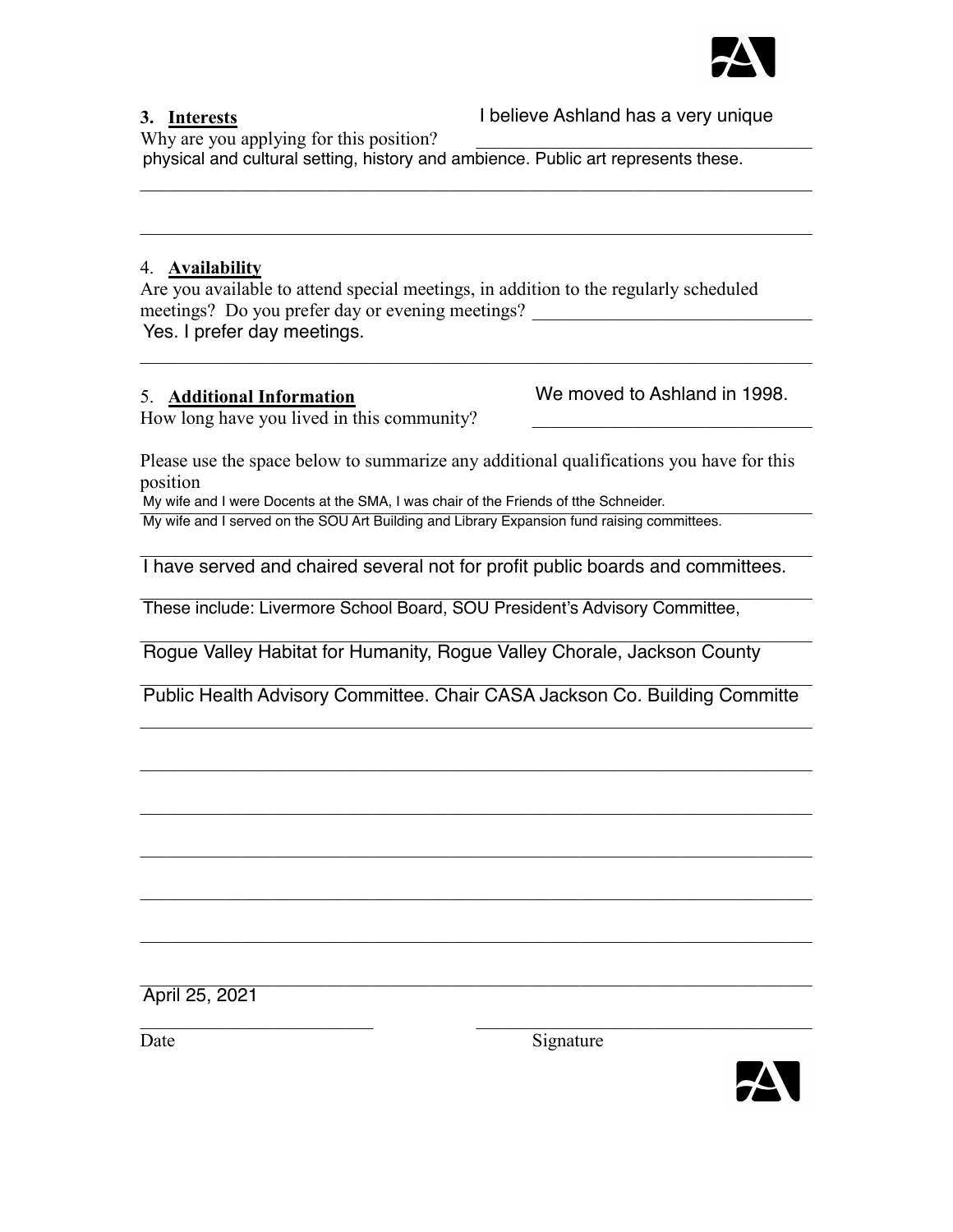**3. Interests**

Why are you applying for this position? I believe Ashland has a very unique physical and cultural setting, history and ambience. Public art represents these.

4. **Availability**

Are you available to attend special meetings, in addition to the regularly scheduled meetings? Do you prefer day or evening meetings?

Yes. I prefer day meetings.

5. **Additional Information**

How long have you lived in this community? We moved to Ashland in 1998.

Please use the space below to summarize any additional qualifications you have for this position

My wife and I were Docents at the SMA, I was chair of the Friends of tthe Schneider.
My wife and I served on the SOU Art Building and Library Expansion fund raising committees.

I have served and chaired several not for profit public boards and committees.

These include: Livermore School Board, SOU President's Advisory Committee,

Rogue Valley Habitat for Humanity, Rogue Valley Chorale, Jackson County

Public Health Advisory Committee. Chair CASA Jackson Co. Building Committe

April 25, 2021

Date　　　　　　Signature